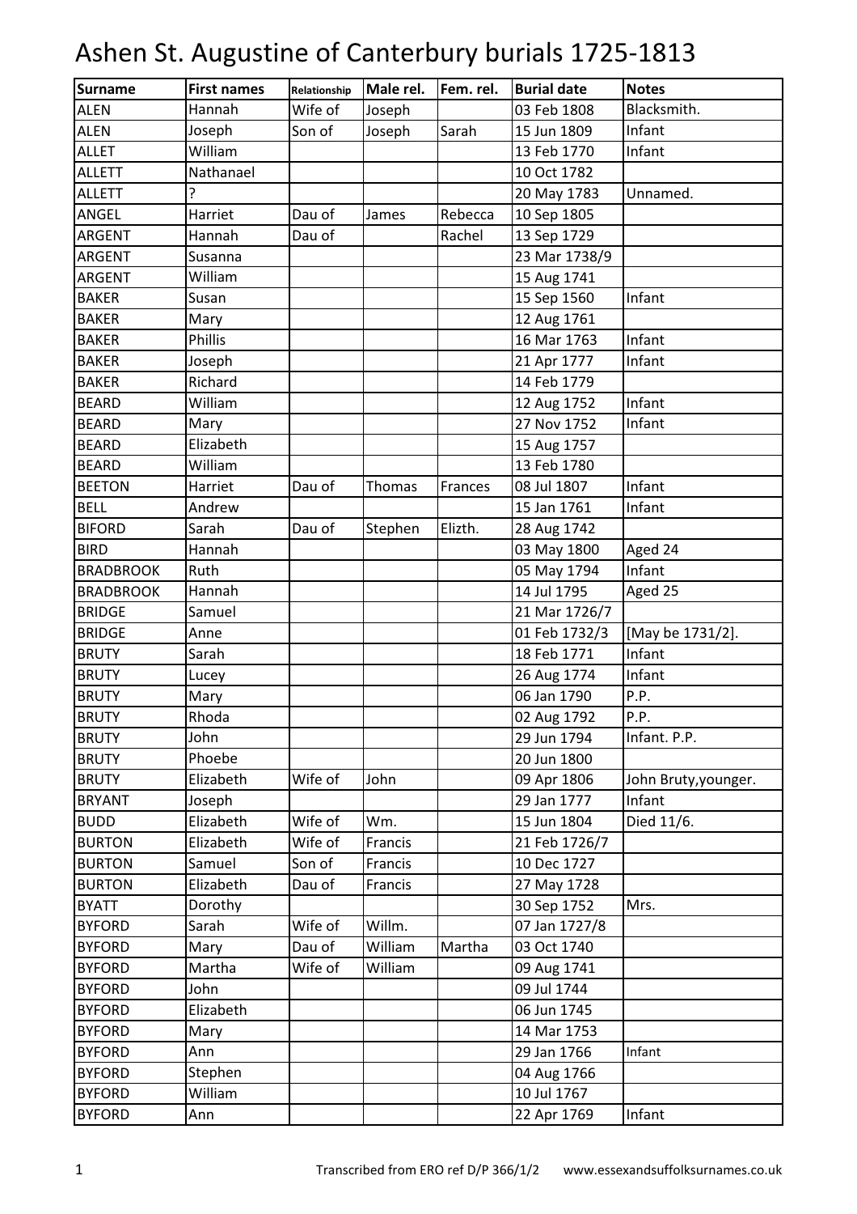# Ashen St. Augustine of Canterbury burials 1725-1813

| Surname | First names | Relationship | Male rel. | Fem. rel. | Burial date | Notes |
|---|---|---|---|---|---|---|
| ALEN | Hannah | Wife of | Joseph | | 03 Feb 1808 | Blacksmith. |
| ALEN | Joseph | Son of | Joseph | Sarah | 15 Jun 1809 | Infant |
| ALLET | William | | | | 13 Feb 1770 | Infant |
| ALLETT | Nathanael | | | | 10 Oct 1782 | |
| ALLETT | ? | | | | 20 May 1783 | Unnamed. |
| ANGEL | Harriet | Dau of | James | Rebecca | 10 Sep 1805 | |
| ARGENT | Hannah | Dau of | | Rachel | 13 Sep 1729 | |
| ARGENT | Susanna | | | | 23 Mar 1738/9 | |
| ARGENT | William | | | | 15 Aug 1741 | |
| BAKER | Susan | | | | 15 Sep 1560 | Infant |
| BAKER | Mary | | | | 12 Aug 1761 | |
| BAKER | Phillis | | | | 16 Mar 1763 | Infant |
| BAKER | Joseph | | | | 21 Apr 1777 | Infant |
| BAKER | Richard | | | | 14 Feb 1779 | |
| BEARD | William | | | | 12 Aug 1752 | Infant |
| BEARD | Mary | | | | 27 Nov 1752 | Infant |
| BEARD | Elizabeth | | | | 15 Aug 1757 | |
| BEARD | William | | | | 13 Feb 1780 | |
| BEETON | Harriet | Dau of | Thomas | Frances | 08 Jul 1807 | Infant |
| BELL | Andrew | | | | 15 Jan 1761 | Infant |
| BIFORD | Sarah | Dau of | Stephen | Elizth. | 28 Aug 1742 | |
| BIRD | Hannah | | | | 03 May 1800 | Aged 24 |
| BRADBROOK | Ruth | | | | 05 May 1794 | Infant |
| BRADBROOK | Hannah | | | | 14 Jul 1795 | Aged 25 |
| BRIDGE | Samuel | | | | 21 Mar 1726/7 | |
| BRIDGE | Anne | | | | 01 Feb 1732/3 | [May be 1731/2]. |
| BRUTY | Sarah | | | | 18 Feb 1771 | Infant |
| BRUTY | Lucey | | | | 26 Aug 1774 | Infant |
| BRUTY | Mary | | | | 06 Jan 1790 | P.P. |
| BRUTY | Rhoda | | | | 02 Aug 1792 | P.P. |
| BRUTY | John | | | | 29 Jun 1794 | Infant. P.P. |
| BRUTY | Phoebe | | | | 20 Jun 1800 | |
| BRUTY | Elizabeth | Wife of | John | | 09 Apr 1806 | John Bruty,younger. |
| BRYANT | Joseph | | | | 29 Jan 1777 | Infant |
| BUDD | Elizabeth | Wife of | Wm. | | 15 Jun 1804 | Died 11/6. |
| BURTON | Elizabeth | Wife of | Francis | | 21 Feb 1726/7 | |
| BURTON | Samuel | Son of | Francis | | 10 Dec 1727 | |
| BURTON | Elizabeth | Dau of | Francis | | 27 May 1728 | |
| BYATT | Dorothy | | | | 30 Sep 1752 | Mrs. |
| BYFORD | Sarah | Wife of | Willm. | | 07 Jan 1727/8 | |
| BYFORD | Mary | Dau of | William | Martha | 03 Oct 1740 | |
| BYFORD | Martha | Wife of | William | | 09 Aug 1741 | |
| BYFORD | John | | | | 09 Jul 1744 | |
| BYFORD | Elizabeth | | | | 06 Jun 1745 | |
| BYFORD | Mary | | | | 14 Mar 1753 | |
| BYFORD | Ann | | | | 29 Jan 1766 | Infant |
| BYFORD | Stephen | | | | 04 Aug 1766 | |
| BYFORD | William | | | | 10 Jul 1767 | |
| BYFORD | Ann | | | | 22 Apr 1769 | Infant |

Transcribed from ERO ref D/P 366/1/2 www.essexandsuffolksurnames.co.uk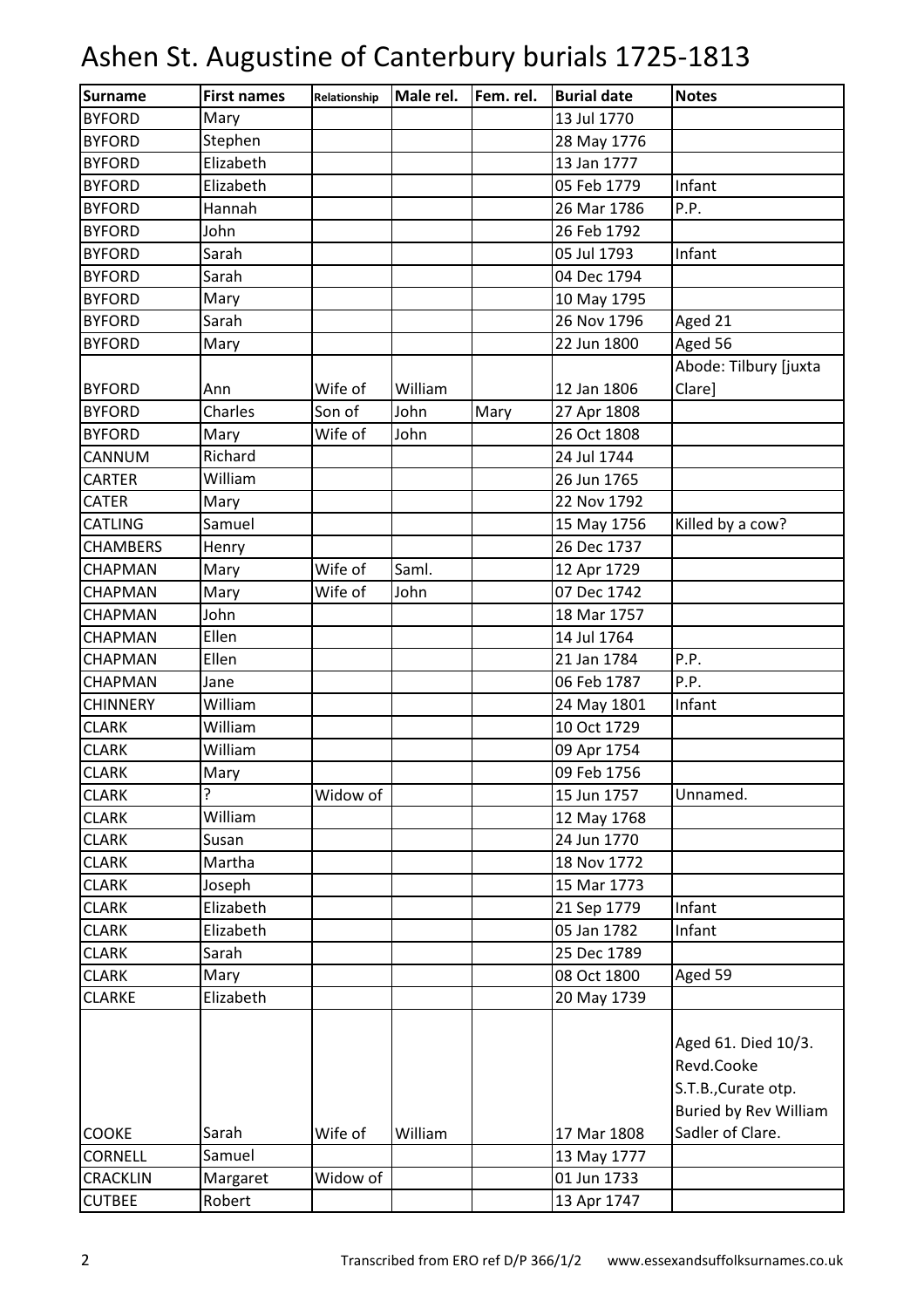# Ashen St. Augustine of Canterbury burials 1725-1813

| Surname | First names | Relationship | Male rel. | Fem. rel. | Burial date | Notes |
|---|---|---|---|---|---|---|
| BYFORD | Mary | | | | 13 Jul 1770 | |
| BYFORD | Stephen | | | | 28 May 1776 | |
| BYFORD | Elizabeth | | | | 13 Jan 1777 | |
| BYFORD | Elizabeth | | | | 05 Feb 1779 | Infant |
| BYFORD | Hannah | | | | 26 Mar 1786 | P.P. |
| BYFORD | John | | | | 26 Feb 1792 | |
| BYFORD | Sarah | | | | 05 Jul 1793 | Infant |
| BYFORD | Sarah | | | | 04 Dec 1794 | |
| BYFORD | Mary | | | | 10 May 1795 | |
| BYFORD | Sarah | | | | 26 Nov 1796 | Aged 21 |
| BYFORD | Mary | | | | 22 Jun 1800 | Aged 56 |
| BYFORD | Ann | Wife of | William | | 12 Jan 1806 | Abode: Tilbury [juxta Clare] |
| BYFORD | Charles | Son of | John | Mary | 27 Apr 1808 | |
| BYFORD | Mary | Wife of | John | | 26 Oct 1808 | |
| CANNUM | Richard | | | | 24 Jul 1744 | |
| CARTER | William | | | | 26 Jun 1765 | |
| CATER | Mary | | | | 22 Nov 1792 | |
| CATLING | Samuel | | | | 15 May 1756 | Killed by a cow? |
| CHAMBERS | Henry | | | | 26 Dec 1737 | |
| CHAPMAN | Mary | Wife of | Saml. | | 12 Apr 1729 | |
| CHAPMAN | Mary | Wife of | John | | 07 Dec 1742 | |
| CHAPMAN | John | | | | 18 Mar 1757 | |
| CHAPMAN | Ellen | | | | 14 Jul 1764 | |
| CHAPMAN | Ellen | | | | 21 Jan 1784 | P.P. |
| CHAPMAN | Jane | | | | 06 Feb 1787 | P.P. |
| CHINNERY | William | | | | 24 May 1801 | Infant |
| CLARK | William | | | | 10 Oct 1729 | |
| CLARK | William | | | | 09 Apr 1754 | |
| CLARK | Mary | | | | 09 Feb 1756 | |
| CLARK | ? | Widow of | | | 15 Jun 1757 | Unnamed. |
| CLARK | William | | | | 12 May 1768 | |
| CLARK | Susan | | | | 24 Jun 1770 | |
| CLARK | Martha | | | | 18 Nov 1772 | |
| CLARK | Joseph | | | | 15 Mar 1773 | |
| CLARK | Elizabeth | | | | 21 Sep 1779 | Infant |
| CLARK | Elizabeth | | | | 05 Jan 1782 | Infant |
| CLARK | Sarah | | | | 25 Dec 1789 | |
| CLARK | Mary | | | | 08 Oct 1800 | Aged 59 |
| CLARKE | Elizabeth | | | | 20 May 1739 | |
| COOKE | Sarah | Wife of | William | | 17 Mar 1808 | Aged 61. Died 10/3. Revd.Cooke S.T.B.,Curate otp. Buried by Rev William Sadler of Clare. |
| CORNELL | Samuel | | | | 13 May 1777 | |
| CRACKLIN | Margaret | Widow of | | | 01 Jun 1733 | |
| CUTBEE | Robert | | | | 13 Apr 1747 | |

Transcribed from ERO ref D/P 366/1/2 www.essexandsuffolksurnames.co.uk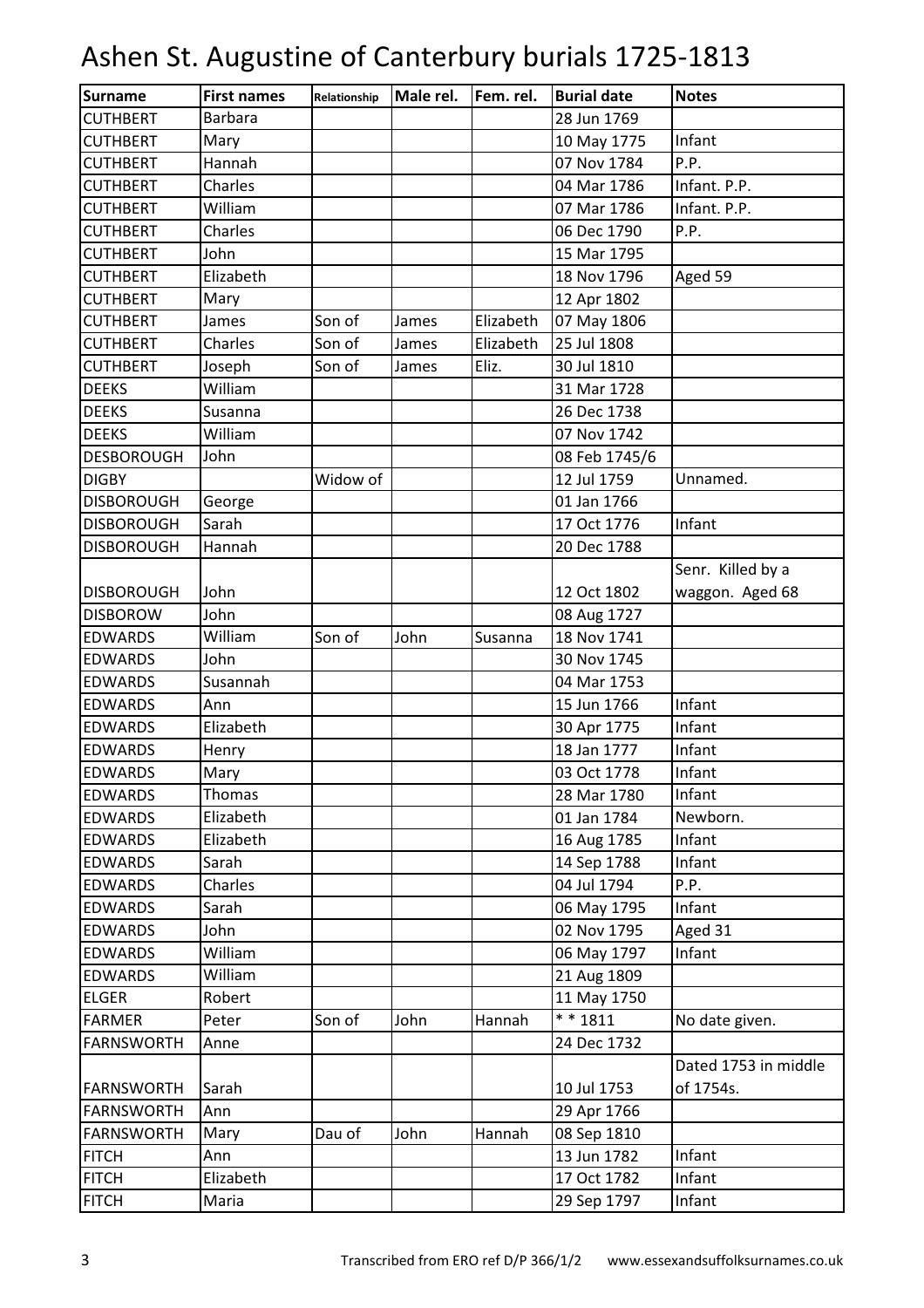# Ashen St. Augustine of Canterbury burials 1725-1813

| Surname | First names | Relationship | Male rel. | Fem. rel. | Burial date | Notes |
|---|---|---|---|---|---|---|
| CUTHBERT | Barbara | | | | 28 Jun 1769 | |
| CUTHBERT | Mary | | | | 10 May 1775 | Infant |
| CUTHBERT | Hannah | | | | 07 Nov 1784 | P.P. |
| CUTHBERT | Charles | | | | 04 Mar 1786 | Infant. P.P. |
| CUTHBERT | William | | | | 07 Mar 1786 | Infant. P.P. |
| CUTHBERT | Charles | | | | 06 Dec 1790 | P.P. |
| CUTHBERT | John | | | | 15 Mar 1795 | |
| CUTHBERT | Elizabeth | | | | 18 Nov 1796 | Aged 59 |
| CUTHBERT | Mary | | | | 12 Apr 1802 | |
| CUTHBERT | James | Son of | James | Elizabeth | 07 May 1806 | |
| CUTHBERT | Charles | Son of | James | Elizabeth | 25 Jul 1808 | |
| CUTHBERT | Joseph | Son of | James | Eliz. | 30 Jul 1810 | |
| DEEKS | William | | | | 31 Mar 1728 | |
| DEEKS | Susanna | | | | 26 Dec 1738 | |
| DEEKS | William | | | | 07 Nov 1742 | |
| DESBOROUGH | John | | | | 08 Feb 1745/6 | |
| DIGBY | | Widow of | | | 12 Jul 1759 | Unnamed. |
| DISBOROUGH | George | | | | 01 Jan 1766 | |
| DISBOROUGH | Sarah | | | | 17 Oct 1776 | Infant |
| DISBOROUGH | Hannah | | | | 20 Dec 1788 | |
| DISBOROUGH | John | | | | 12 Oct 1802 | Senr. Killed by a waggon. Aged 68 |
| DISBOROW | John | | | | 08 Aug 1727 | |
| EDWARDS | William | Son of | John | Susanna | 18 Nov 1741 | |
| EDWARDS | John | | | | 30 Nov 1745 | |
| EDWARDS | Susannah | | | | 04 Mar 1753 | |
| EDWARDS | Ann | | | | 15 Jun 1766 | Infant |
| EDWARDS | Elizabeth | | | | 30 Apr 1775 | Infant |
| EDWARDS | Henry | | | | 18 Jan 1777 | Infant |
| EDWARDS | Mary | | | | 03 Oct 1778 | Infant |
| EDWARDS | Thomas | | | | 28 Mar 1780 | Infant |
| EDWARDS | Elizabeth | | | | 01 Jan 1784 | Newborn. |
| EDWARDS | Elizabeth | | | | 16 Aug 1785 | Infant |
| EDWARDS | Sarah | | | | 14 Sep 1788 | Infant |
| EDWARDS | Charles | | | | 04 Jul 1794 | P.P. |
| EDWARDS | Sarah | | | | 06 May 1795 | Infant |
| EDWARDS | John | | | | 02 Nov 1795 | Aged 31 |
| EDWARDS | William | | | | 06 May 1797 | Infant |
| EDWARDS | William | | | | 21 Aug 1809 | |
| ELGER | Robert | | | | 11 May 1750 | |
| FARMER | Peter | Son of | John | Hannah | * * 1811 | No date given. |
| FARNSWORTH | Anne | | | | 24 Dec 1732 | |
| FARNSWORTH | Sarah | | | | 10 Jul 1753 | Dated 1753 in middle of 1754s. |
| FARNSWORTH | Ann | | | | 29 Apr 1766 | |
| FARNSWORTH | Mary | Dau of | John | Hannah | 08 Sep 1810 | |
| FITCH | Ann | | | | 13 Jun 1782 | Infant |
| FITCH | Elizabeth | | | | 17 Oct 1782 | Infant |
| FITCH | Maria | | | | 29 Sep 1797 | Infant |

Transcribed from ERO ref D/P 366/1/2 www.essexandsuffolksurnames.co.uk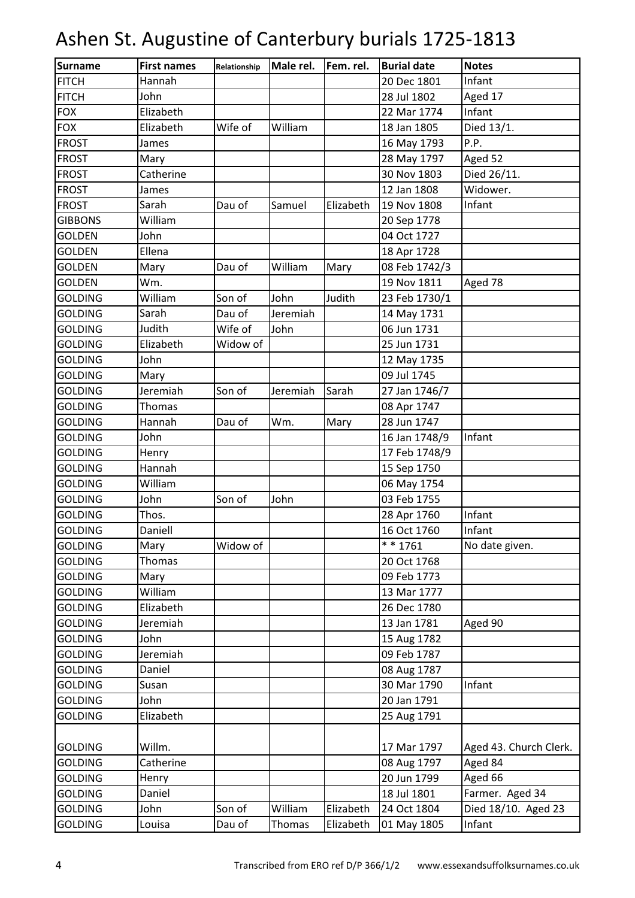# Ashen St. Augustine of Canterbury burials 1725-1813

| Surname | First names | Relationship | Male rel. | Fem. rel. | Burial date | Notes |
|---|---|---|---|---|---|---|
| FITCH | Hannah | | | | 20 Dec 1801 | Infant |
| FITCH | John | | | | 28 Jul 1802 | Aged 17 |
| FOX | Elizabeth | | | | 22 Mar 1774 | Infant |
| FOX | Elizabeth | Wife of | William | | 18 Jan 1805 | Died 13/1. |
| FROST | James | | | | 16 May 1793 | P.P. |
| FROST | Mary | | | | 28 May 1797 | Aged 52 |
| FROST | Catherine | | | | 30 Nov 1803 | Died 26/11. |
| FROST | James | | | | 12 Jan 1808 | Widower. |
| FROST | Sarah | Dau of | Samuel | Elizabeth | 19 Nov 1808 | Infant |
| GIBBONS | William | | | | 20 Sep 1778 | |
| GOLDEN | John | | | | 04 Oct 1727 | |
| GOLDEN | Ellena | | | | 18 Apr 1728 | |
| GOLDEN | Mary | Dau of | William | Mary | 08 Feb 1742/3 | |
| GOLDEN | Wm. | | | | 19 Nov 1811 | Aged 78 |
| GOLDING | William | Son of | John | Judith | 23 Feb 1730/1 | |
| GOLDING | Sarah | Dau of | Jeremiah | | 14 May 1731 | |
| GOLDING | Judith | Wife of | John | | 06 Jun 1731 | |
| GOLDING | Elizabeth | Widow of | | | 25 Jun 1731 | |
| GOLDING | John | | | | 12 May 1735 | |
| GOLDING | Mary | | | | 09 Jul 1745 | |
| GOLDING | Jeremiah | Son of | Jeremiah | Sarah | 27 Jan 1746/7 | |
| GOLDING | Thomas | | | | 08 Apr 1747 | |
| GOLDING | Hannah | Dau of | Wm. | Mary | 28 Jun 1747 | |
| GOLDING | John | | | | 16 Jan 1748/9 | Infant |
| GOLDING | Henry | | | | 17 Feb 1748/9 | |
| GOLDING | Hannah | | | | 15 Sep 1750 | |
| GOLDING | William | | | | 06 May 1754 | |
| GOLDING | John | Son of | John | | 03 Feb 1755 | |
| GOLDING | Thos. | | | | 28 Apr 1760 | Infant |
| GOLDING | Daniell | | | | 16 Oct 1760 | Infant |
| GOLDING | Mary | Widow of | | | * * 1761 | No date given. |
| GOLDING | Thomas | | | | 20 Oct 1768 | |
| GOLDING | Mary | | | | 09 Feb 1773 | |
| GOLDING | William | | | | 13 Mar 1777 | |
| GOLDING | Elizabeth | | | | 26 Dec 1780 | |
| GOLDING | Jeremiah | | | | 13 Jan 1781 | Aged 90 |
| GOLDING | John | | | | 15 Aug 1782 | |
| GOLDING | Jeremiah | | | | 09 Feb 1787 | |
| GOLDING | Daniel | | | | 08 Aug 1787 | |
| GOLDING | Susan | | | | 30 Mar 1790 | Infant |
| GOLDING | John | | | | 20 Jan 1791 | |
| GOLDING | Elizabeth | | | | 25 Aug 1791 | |
| GOLDING | Willm. | | | | 17 Mar 1797 | Aged 43. Church Clerk. |
| GOLDING | Catherine | | | | 08 Aug 1797 | Aged 84 |
| GOLDING | Henry | | | | 20 Jun 1799 | Aged 66 |
| GOLDING | Daniel | | | | 18 Jul 1801 | Farmer. Aged 34 |
| GOLDING | John | Son of | William | Elizabeth | 24 Oct 1804 | Died 18/10. Aged 23 |
| GOLDING | Louisa | Dau of | Thomas | Elizabeth | 01 May 1805 | Infant |

Transcribed from ERO ref D/P 366/1/2 www.essexandsuffolksurnames.co.uk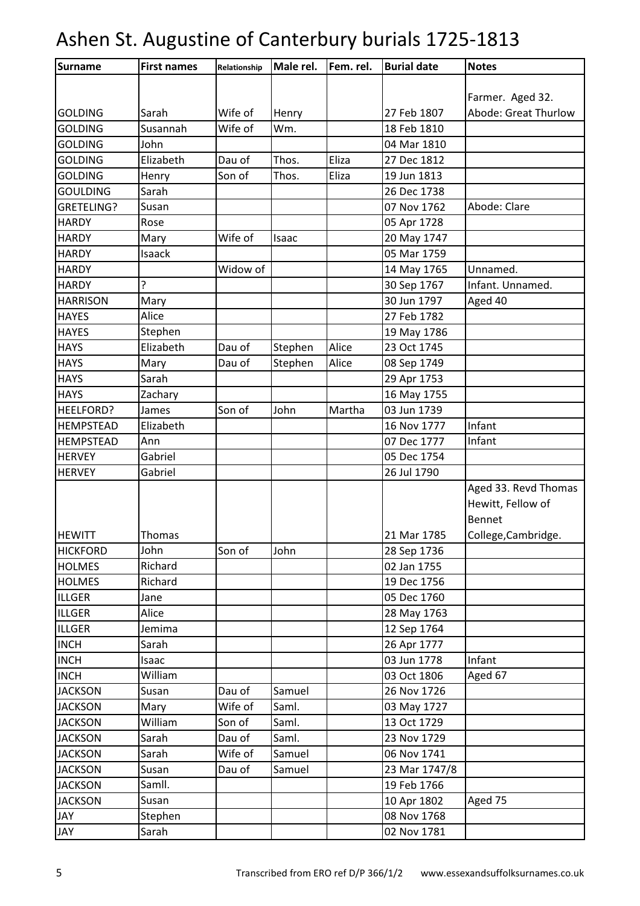# Ashen St. Augustine of Canterbury burials 1725-1813

| Surname | First names | Relationship | Male rel. | Fem. rel. | Burial date | Notes |
|---|---|---|---|---|---|---|
| GOLDING | Sarah | Wife of | Henry | | 27 Feb 1807 | Farmer. Aged 32. Abode: Great Thurlow |
| GOLDING | Susannah | Wife of | Wm. | | 18 Feb 1810 | |
| GOLDING | John | | | | 04 Mar 1810 | |
| GOLDING | Elizabeth | Dau of | Thos. | Eliza | 27 Dec 1812 | |
| GOLDING | Henry | Son of | Thos. | Eliza | 19 Jun 1813 | |
| GOULDING | Sarah | | | | 26 Dec 1738 | |
| GRETELING? | Susan | | | | 07 Nov 1762 | Abode: Clare |
| HARDY | Rose | | | | 05 Apr 1728 | |
| HARDY | Mary | Wife of | Isaac | | 20 May 1747 | |
| HARDY | Isaack | | | | 05 Mar 1759 | |
| HARDY | | Widow of | | | 14 May 1765 | Unnamed. |
| HARDY | ? | | | | 30 Sep 1767 | Infant. Unnamed. |
| HARRISON | Mary | | | | 30 Jun 1797 | Aged 40 |
| HAYES | Alice | | | | 27 Feb 1782 | |
| HAYES | Stephen | | | | 19 May 1786 | |
| HAYS | Elizabeth | Dau of | Stephen | Alice | 23 Oct 1745 | |
| HAYS | Mary | Dau of | Stephen | Alice | 08 Sep 1749 | |
| HAYS | Sarah | | | | 29 Apr 1753 | |
| HAYS | Zachary | | | | 16 May 1755 | |
| HEELFORD? | James | Son of | John | Martha | 03 Jun 1739 | |
| HEMPSTEAD | Elizabeth | | | | 16 Nov 1777 | Infant |
| HEMPSTEAD | Ann | | | | 07 Dec 1777 | Infant |
| HERVEY | Gabriel | | | | 05 Dec 1754 | |
| HERVEY | Gabriel | | | | 26 Jul 1790 | |
| HEWITT | Thomas | | | | 21 Mar 1785 | Aged 33. Revd Thomas Hewitt, Fellow of Bennet College,Cambridge. |
| HICKFORD | John | Son of | John | | 28 Sep 1736 | |
| HOLMES | Richard | | | | 02 Jan 1755 | |
| HOLMES | Richard | | | | 19 Dec 1756 | |
| ILLGER | Jane | | | | 05 Dec 1760 | |
| ILLGER | Alice | | | | 28 May 1763 | |
| ILLGER | Jemima | | | | 12 Sep 1764 | |
| INCH | Sarah | | | | 26 Apr 1777 | |
| INCH | Isaac | | | | 03 Jun 1778 | Infant |
| INCH | William | | | | 03 Oct 1806 | Aged 67 |
| JACKSON | Susan | Dau of | Samuel | | 26 Nov 1726 | |
| JACKSON | Mary | Wife of | Saml. | | 03 May 1727 | |
| JACKSON | William | Son of | Saml. | | 13 Oct 1729 | |
| JACKSON | Sarah | Dau of | Saml. | | 23 Nov 1729 | |
| JACKSON | Sarah | Wife of | Samuel | | 06 Nov 1741 | |
| JACKSON | Susan | Dau of | Samuel | | 23 Mar 1747/8 | |
| JACKSON | Samll. | | | | 19 Feb 1766 | |
| JACKSON | Susan | | | | 10 Apr 1802 | Aged 75 |
| JAY | Stephen | | | | 08 Nov 1768 | |
| JAY | Sarah | | | | 02 Nov 1781 | |

Transcribed from ERO ref D/P 366/1/2 www.essexandsuffolksurnames.co.uk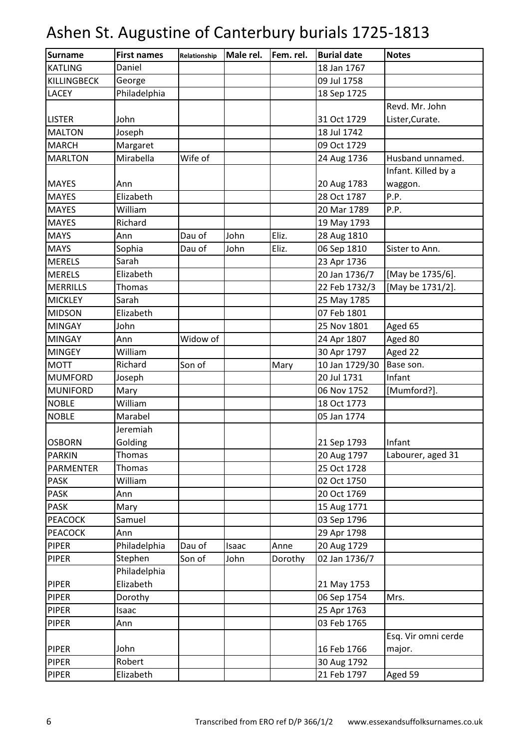# Ashen St. Augustine of Canterbury burials 1725-1813

| Surname | First names | Relationship | Male rel. | Fem. rel. | Burial date | Notes |
|---|---|---|---|---|---|---|
| KATLING | Daniel | | | | 18 Jan 1767 | |
| KILLINGBECK | George | | | | 09 Jul 1758 | |
| LACEY | Philadelphia | | | | 18 Sep 1725 | |
| LISTER | John | | | | 31 Oct 1729 | Revd. Mr. John Lister,Curate. |
| MALTON | Joseph | | | | 18 Jul 1742 | |
| MARCH | Margaret | | | | 09 Oct 1729 | |
| MARLTON | Mirabella | Wife of | | | 24 Aug 1736 | Husband unnamed. |
| MAYES | Ann | | | | 20 Aug 1783 | Infant. Killed by a waggon. |
| MAYES | Elizabeth | | | | 28 Oct 1787 | P.P. |
| MAYES | William | | | | 20 Mar 1789 | P.P. |
| MAYES | Richard | | | | 19 May 1793 | |
| MAYS | Ann | Dau of | John | Eliz. | 28 Aug 1810 | |
| MAYS | Sophia | Dau of | John | Eliz. | 06 Sep 1810 | Sister to Ann. |
| MERELS | Sarah | | | | 23 Apr 1736 | |
| MERELS | Elizabeth | | | | 20 Jan 1736/7 | [May be 1735/6]. |
| MERRILLS | Thomas | | | | 22 Feb 1732/3 | [May be 1731/2]. |
| MICKLEY | Sarah | | | | 25 May 1785 | |
| MIDSON | Elizabeth | | | | 07 Feb 1801 | |
| MINGAY | John | | | | 25 Nov 1801 | Aged 65 |
| MINGAY | Ann | Widow of | | | 24 Apr 1807 | Aged 80 |
| MINGEY | William | | | | 30 Apr 1797 | Aged 22 |
| MOTT | Richard | Son of | | Mary | 10 Jan 1729/30 | Base son. |
| MUMFORD | Joseph | | | | 20 Jul 1731 | Infant |
| MUNIFORD | Mary | | | | 06 Nov 1752 | [Mumford?]. |
| NOBLE | William | | | | 18 Oct 1773 | |
| NOBLE | Marabel | | | | 05 Jan 1774 | |
| OSBORN | Jeremiah Golding | | | | 21 Sep 1793 | Infant |
| PARKIN | Thomas | | | | 20 Aug 1797 | Labourer, aged 31 |
| PARMENTER | Thomas | | | | 25 Oct 1728 | |
| PASK | William | | | | 02 Oct 1750 | |
| PASK | Ann | | | | 20 Oct 1769 | |
| PASK | Mary | | | | 15 Aug 1771 | |
| PEACOCK | Samuel | | | | 03 Sep 1796 | |
| PEACOCK | Ann | | | | 29 Apr 1798 | |
| PIPER | Philadelphia | Dau of | Isaac | Anne | 20 Aug 1729 | |
| PIPER | Stephen | Son of | John | Dorothy | 02 Jan 1736/7 | |
| PIPER | Philadelphia Elizabeth | | | | 21 May 1753 | |
| PIPER | Dorothy | | | | 06 Sep 1754 | Mrs. |
| PIPER | Isaac | | | | 25 Apr 1763 | |
| PIPER | Ann | | | | 03 Feb 1765 | |
| PIPER | John | | | | 16 Feb 1766 | Esq. Vir omni cerde major. |
| PIPER | Robert | | | | 30 Aug 1792 | |
| PIPER | Elizabeth | | | | 21 Feb 1797 | Aged 59 |

Transcribed from ERO ref D/P 366/1/2 www.essexandsuffolksurnames.co.uk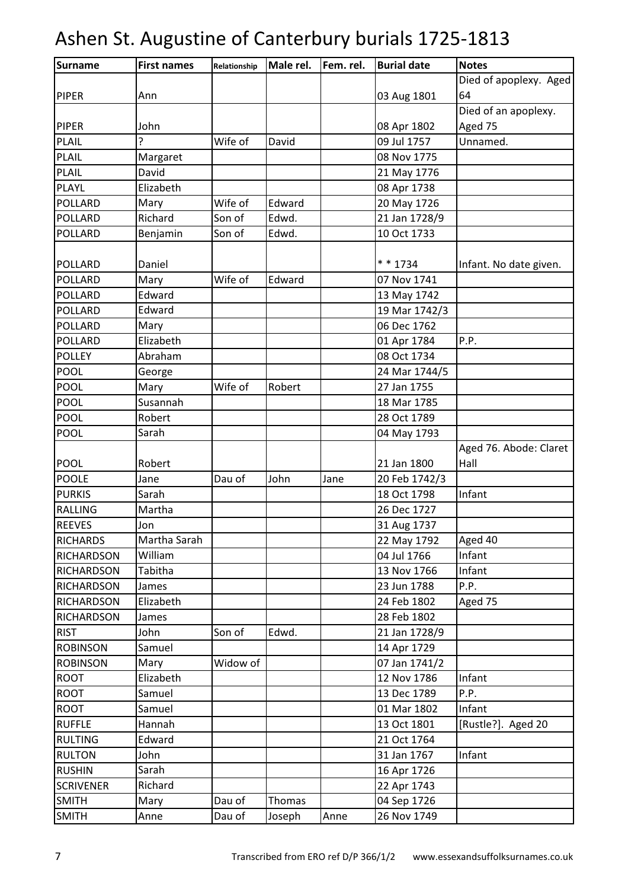# Ashen St. Augustine of Canterbury burials 1725-1813

| Surname | First names | Relationship | Male rel. | Fem. rel. | Burial date | Notes |
|---|---|---|---|---|---|---|
| PIPER | Ann | | | | 03 Aug 1801 | Died of apoplexy. Aged 64 |
| PIPER | John | | | | 08 Apr 1802 | Died of an apoplexy. Aged 75 |
| PLAIL | ? | Wife of | David | | 09 Jul 1757 | Unnamed. |
| PLAIL | Margaret | | | | 08 Nov 1775 | |
| PLAIL | David | | | | 21 May 1776 | |
| PLAYL | Elizabeth | | | | 08 Apr 1738 | |
| POLLARD | Mary | Wife of | Edward | | 20 May 1726 | |
| POLLARD | Richard | Son of | Edwd. | | 21 Jan 1728/9 | |
| POLLARD | Benjamin | Son of | Edwd. | | 10 Oct 1733 | |
| POLLARD | Daniel | | | | * * 1734 | Infant. No date given. |
| POLLARD | Mary | Wife of | Edward | | 07 Nov 1741 | |
| POLLARD | Edward | | | | 13 May 1742 | |
| POLLARD | Edward | | | | 19 Mar 1742/3 | |
| POLLARD | Mary | | | | 06 Dec 1762 | |
| POLLARD | Elizabeth | | | | 01 Apr 1784 | P.P. |
| POLLEY | Abraham | | | | 08 Oct 1734 | |
| POOL | George | | | | 24 Mar 1744/5 | |
| POOL | Mary | Wife of | Robert | | 27 Jan 1755 | |
| POOL | Susannah | | | | 18 Mar 1785 | |
| POOL | Robert | | | | 28 Oct 1789 | |
| POOL | Sarah | | | | 04 May 1793 | |
| POOL | Robert | | | | 21 Jan 1800 | Aged 76. Abode: Claret Hall |
| POOLE | Jane | Dau of | John | Jane | 20 Feb 1742/3 | |
| PURKIS | Sarah | | | | 18 Oct 1798 | Infant |
| RALLING | Martha | | | | 26 Dec 1727 | |
| REEVES | Jon | | | | 31 Aug 1737 | |
| RICHARDS | Martha Sarah | | | | 22 May 1792 | Aged 40 |
| RICHARDSON | William | | | | 04 Jul 1766 | Infant |
| RICHARDSON | Tabitha | | | | 13 Nov 1766 | Infant |
| RICHARDSON | James | | | | 23 Jun 1788 | P.P. |
| RICHARDSON | Elizabeth | | | | 24 Feb 1802 | Aged 75 |
| RICHARDSON | James | | | | 28 Feb 1802 | |
| RIST | John | Son of | Edwd. | | 21 Jan 1728/9 | |
| ROBINSON | Samuel | | | | 14 Apr 1729 | |
| ROBINSON | Mary | Widow of | | | 07 Jan 1741/2 | |
| ROOT | Elizabeth | | | | 12 Nov 1786 | Infant |
| ROOT | Samuel | | | | 13 Dec 1789 | P.P. |
| ROOT | Samuel | | | | 01 Mar 1802 | Infant |
| RUFFLE | Hannah | | | | 13 Oct 1801 | [Rustle?]. Aged 20 |
| RULTING | Edward | | | | 21 Oct 1764 | |
| RULTON | John | | | | 31 Jan 1767 | Infant |
| RUSHIN | Sarah | | | | 16 Apr 1726 | |
| SCRIVENER | Richard | | | | 22 Apr 1743 | |
| SMITH | Mary | Dau of | Thomas | | 04 Sep 1726 | |
| SMITH | Anne | Dau of | Joseph | Anne | 26 Nov 1749 | |

Transcribed from ERO ref D/P 366/1/2 www.essexandsuffolksurnames.co.uk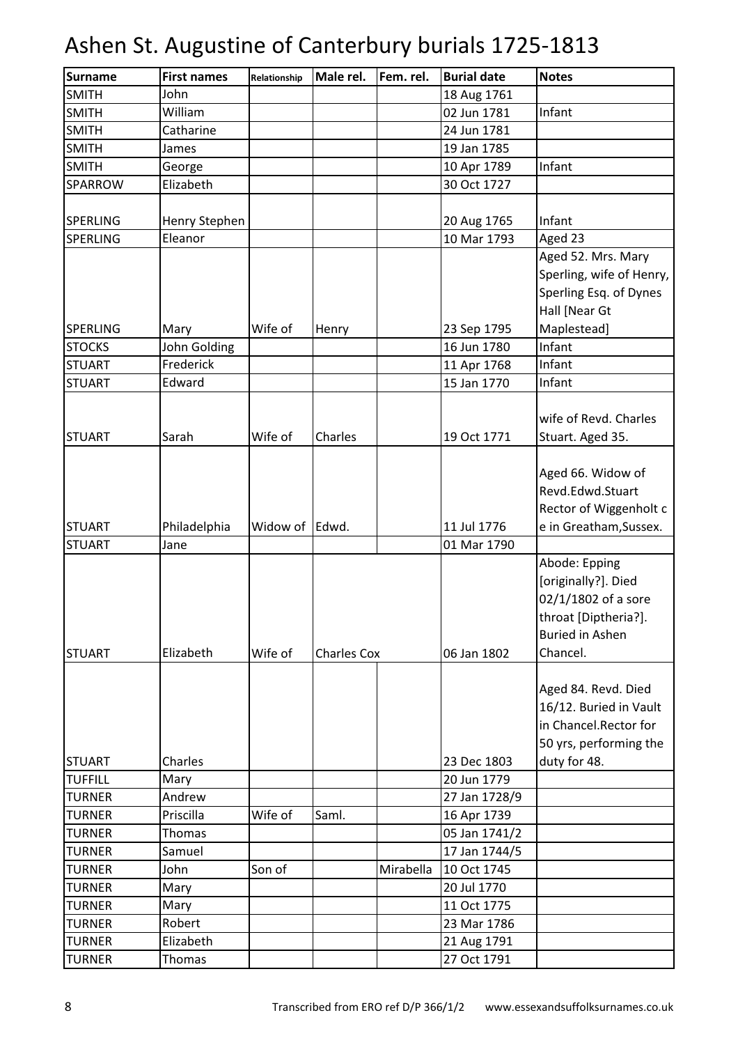# Ashen St. Augustine of Canterbury burials 1725-1813

| Surname | First names | Relationship | Male rel. | Fem. rel. | Burial date | Notes |
|---|---|---|---|---|---|---|
| SMITH | John | | | | 18 Aug 1761 | |
| SMITH | William | | | | 02 Jun 1781 | Infant |
| SMITH | Catharine | | | | 24 Jun 1781 | |
| SMITH | James | | | | 19 Jan 1785 | |
| SMITH | George | | | | 10 Apr 1789 | Infant |
| SPARROW | Elizabeth | | | | 30 Oct 1727 | |
| SPERLING | Henry Stephen | | | | 20 Aug 1765 | Infant |
| SPERLING | Eleanor | | | | 10 Mar 1793 | Aged 23 |
| SPERLING | Mary | Wife of | Henry | | 23 Sep 1795 | Aged 52. Mrs. Mary Sperling, wife of Henry, Sperling Esq. of Dynes Hall [Near Gt Maplestead] |
| STOCKS | John Golding | | | | 16 Jun 1780 | Infant |
| STUART | Frederick | | | | 11 Apr 1768 | Infant |
| STUART | Edward | | | | 15 Jan 1770 | Infant |
| STUART | Sarah | Wife of | Charles | | 19 Oct 1771 | wife of Revd. Charles Stuart. Aged 35. |
| STUART | Philadelphia | Widow of | Edwd. | | 11 Jul 1776 | Aged 66. Widow of Revd.Edwd.Stuart Rector of Wiggenholt c e in Greatham,Sussex. |
| STUART | Jane | | | | 01 Mar 1790 | |
| STUART | Elizabeth | Wife of | Charles Cox | | 06 Jan 1802 | Abode: Epping [originally?]. Died 02/1/1802 of a sore throat [Diptheria?]. Buried in Ashen Chancel. |
| STUART | Charles | | | | 23 Dec 1803 | Aged 84. Revd. Died 16/12. Buried in Vault in Chancel.Rector for 50 yrs, performing the duty for 48. |
| TUFFILL | Mary | | | | 20 Jun 1779 | |
| TURNER | Andrew | | | | 27 Jan 1728/9 | |
| TURNER | Priscilla | Wife of | Saml. | | 16 Apr 1739 | |
| TURNER | Thomas | | | | 05 Jan 1741/2 | |
| TURNER | Samuel | | | | 17 Jan 1744/5 | |
| TURNER | John | Son of | | Mirabella | 10 Oct 1745 | |
| TURNER | Mary | | | | 20 Jul 1770 | |
| TURNER | Mary | | | | 11 Oct 1775 | |
| TURNER | Robert | | | | 23 Mar 1786 | |
| TURNER | Elizabeth | | | | 21 Aug 1791 | |
| TURNER | Thomas | | | | 27 Oct 1791 | |

Transcribed from ERO ref D/P 366/1/2 www.essexandsuffolksurnames.co.uk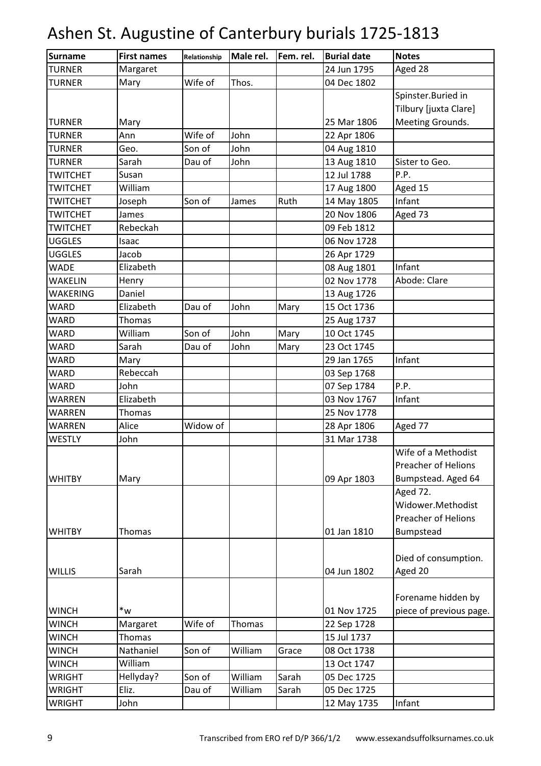# Ashen St. Augustine of Canterbury burials 1725-1813

| Surname | First names | Relationship | Male rel. | Fem. rel. | Burial date | Notes |
|---|---|---|---|---|---|---|
| TURNER | Margaret | | | | 24 Jun 1795 | Aged 28 |
| TURNER | Mary | Wife of | Thos. | | 04 Dec 1802 | |
| TURNER | Mary | | | | 25 Mar 1806 | Spinster.Buried in Tilbury [juxta Clare] Meeting Grounds. |
| TURNER | Ann | Wife of | John | | 22 Apr 1806 | |
| TURNER | Geo. | Son of | John | | 04 Aug 1810 | |
| TURNER | Sarah | Dau of | John | | 13 Aug 1810 | Sister to Geo. |
| TWITCHET | Susan | | | | 12 Jul 1788 | P.P. |
| TWITCHET | William | | | | 17 Aug 1800 | Aged 15 |
| TWITCHET | Joseph | Son of | James | Ruth | 14 May 1805 | Infant |
| TWITCHET | James | | | | 20 Nov 1806 | Aged 73 |
| TWITCHET | Rebeckah | | | | 09 Feb 1812 | |
| UGGLES | Isaac | | | | 06 Nov 1728 | |
| UGGLES | Jacob | | | | 26 Apr 1729 | |
| WADE | Elizabeth | | | | 08 Aug 1801 | Infant |
| WAKELIN | Henry | | | | 02 Nov 1778 | Abode: Clare |
| WAKERING | Daniel | | | | 13 Aug 1726 | |
| WARD | Elizabeth | Dau of | John | Mary | 15 Oct 1736 | |
| WARD | Thomas | | | | 25 Aug 1737 | |
| WARD | William | Son of | John | Mary | 10 Oct 1745 | |
| WARD | Sarah | Dau of | John | Mary | 23 Oct 1745 | |
| WARD | Mary | | | | 29 Jan 1765 | Infant |
| WARD | Rebeccah | | | | 03 Sep 1768 | |
| WARD | John | | | | 07 Sep 1784 | P.P. |
| WARREN | Elizabeth | | | | 03 Nov 1767 | Infant |
| WARREN | Thomas | | | | 25 Nov 1778 | |
| WARREN | Alice | Widow of | | | 28 Apr 1806 | Aged 77 |
| WESTLY | John | | | | 31 Mar 1738 | |
| WHITBY | Mary | | | | 09 Apr 1803 | Wife of a Methodist Preacher of Helions Bumpstead. Aged 64 |
| WHITBY | Thomas | | | | 01 Jan 1810 | Aged 72. Widower.Methodist Preacher of Helions Bumpstead |
| WILLIS | Sarah | | | | 04 Jun 1802 | Died of consumption. Aged 20 |
| WINCH | *w | | | | 01 Nov 1725 | Forename hidden by piece of previous page. |
| WINCH | Margaret | Wife of | Thomas | | 22 Sep 1728 | |
| WINCH | Thomas | | | | 15 Jul 1737 | |
| WINCH | Nathaniel | Son of | William | Grace | 08 Oct 1738 | |
| WINCH | William | | | | 13 Oct 1747 | |
| WRIGHT | Hellyday? | Son of | William | Sarah | 05 Dec 1725 | |
| WRIGHT | Eliz. | Dau of | William | Sarah | 05 Dec 1725 | |
| WRIGHT | John | | | | 12 May 1735 | Infant |

Transcribed from ERO ref D/P 366/1/2 www.essexandsuffolksurnames.co.uk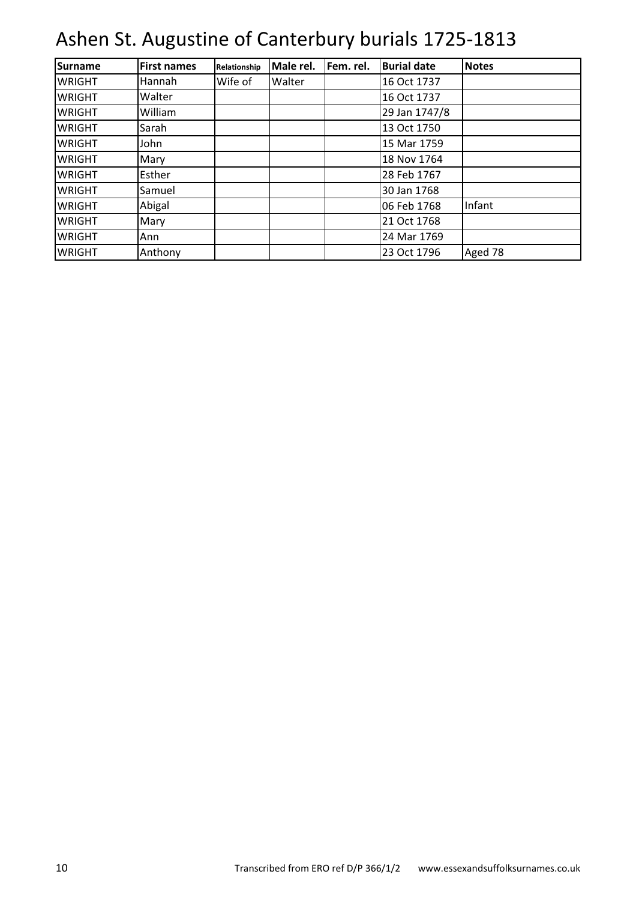# Ashen St. Augustine of Canterbury burials 1725-1813

| Surname | First names | Relationship | Male rel. | Fem. rel. | Burial date | Notes |
|---|---|---|---|---|---|---|
| WRIGHT | Hannah | Wife of | Walter | | 16 Oct 1737 | |
| WRIGHT | Walter | | | | 16 Oct 1737 | |
| WRIGHT | William | | | | 29 Jan 1747/8 | |
| WRIGHT | Sarah | | | | 13 Oct 1750 | |
| WRIGHT | John | | | | 15 Mar 1759 | |
| WRIGHT | Mary | | | | 18 Nov 1764 | |
| WRIGHT | Esther | | | | 28 Feb 1767 | |
| WRIGHT | Samuel | | | | 30 Jan 1768 | |
| WRIGHT | Abigal | | | | 06 Feb 1768 | Infant |
| WRIGHT | Mary | | | | 21 Oct 1768 | |
| WRIGHT | Ann | | | | 24 Mar 1769 | |
| WRIGHT | Anthony | | | | 23 Oct 1796 | Aged 78 |

Transcribed from ERO ref D/P 366/1/2 www.essexandsuffolksurnames.co.uk